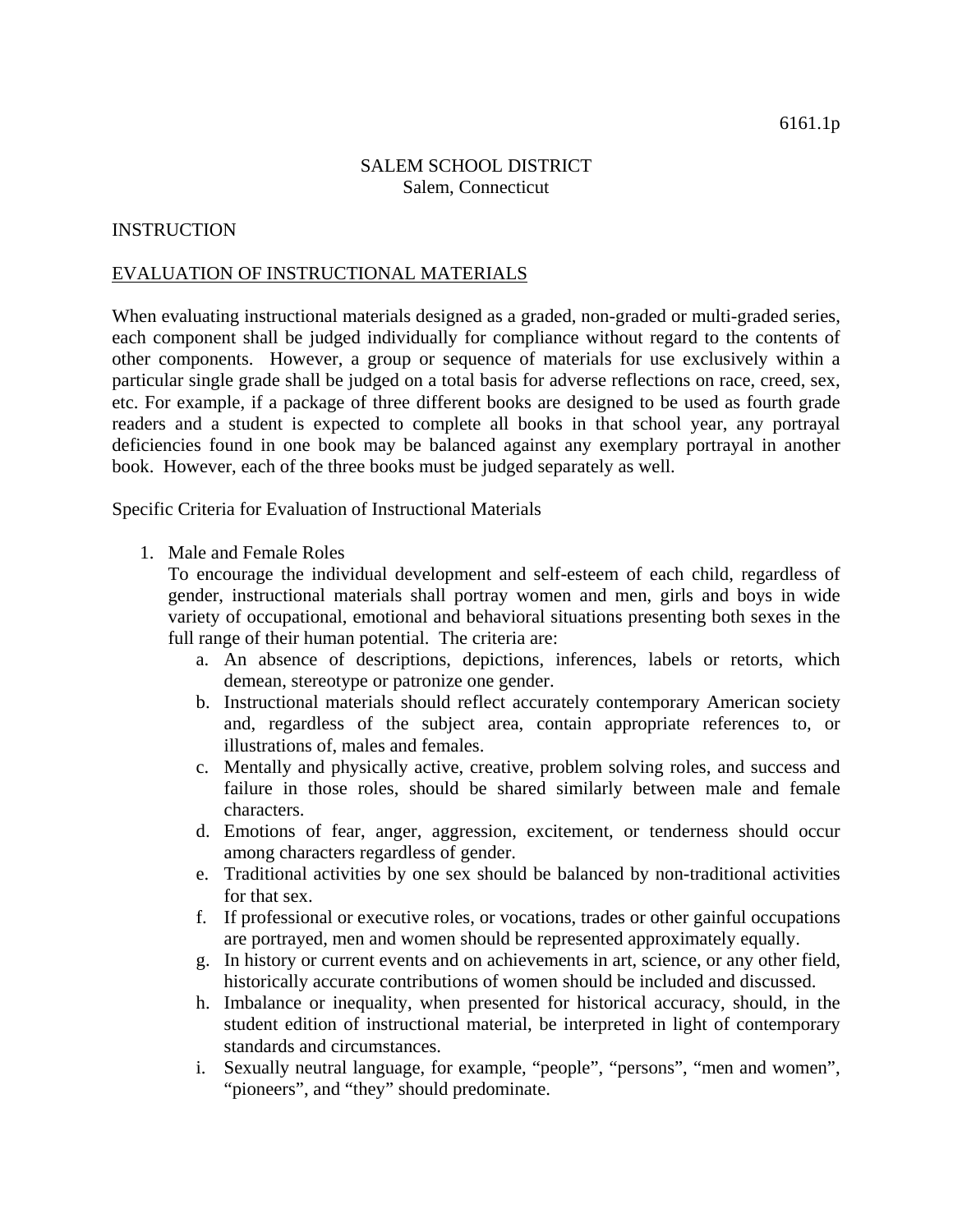6161.1p

SALEM SCHOOL DISTRICT
Salem, Connecticut

INSTRUCTION

## EVALUATION OF INSTRUCTIONAL MATERIALS

When evaluating instructional materials designed as a graded, non-graded or multi-graded series, each component shall be judged individually for compliance without regard to the contents of other components. However, a group or sequence of materials for use exclusively within a particular single grade shall be judged on a total basis for adverse reflections on race, creed, sex, etc. For example, if a package of three different books are designed to be used as fourth grade readers and a student is expected to complete all books in that school year, any portrayal deficiencies found in one book may be balanced against any exemplary portrayal in another book. However, each of the three books must be judged separately as well.

Specific Criteria for Evaluation of Instructional Materials

1. Male and Female Roles
   To encourage the individual development and self-esteem of each child, regardless of gender, instructional materials shall portray women and men, girls and boys in wide variety of occupational, emotional and behavioral situations presenting both sexes in the full range of their human potential. The criteria are:
   a. An absence of descriptions, depictions, inferences, labels or retorts, which demean, stereotype or patronize one gender.
   b. Instructional materials should reflect accurately contemporary American society and, regardless of the subject area, contain appropriate references to, or illustrations of, males and females.
   c. Mentally and physically active, creative, problem solving roles, and success and failure in those roles, should be shared similarly between male and female characters.
   d. Emotions of fear, anger, aggression, excitement, or tenderness should occur among characters regardless of gender.
   e. Traditional activities by one sex should be balanced by non-traditional activities for that sex.
   f. If professional or executive roles, or vocations, trades or other gainful occupations are portrayed, men and women should be represented approximately equally.
   g. In history or current events and on achievements in art, science, or any other field, historically accurate contributions of women should be included and discussed.
   h. Imbalance or inequality, when presented for historical accuracy, should, in the student edition of instructional material, be interpreted in light of contemporary standards and circumstances.
   i. Sexually neutral language, for example, "people", "persons", "men and women", "pioneers", and "they" should predominate.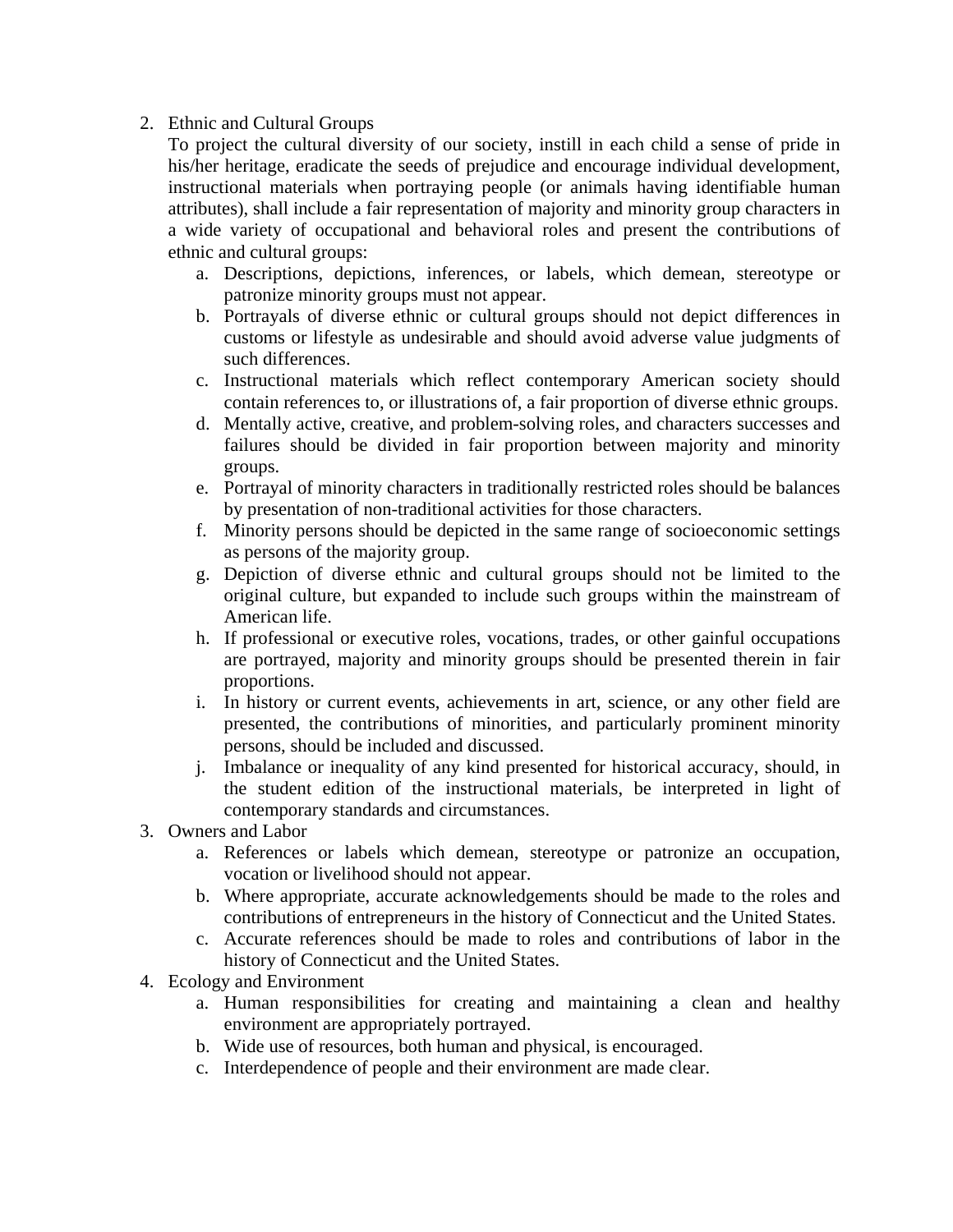2. Ethnic and Cultural Groups

   To project the cultural diversity of our society, instill in each child a sense of pride in his/her heritage, eradicate the seeds of prejudice and encourage individual development, instructional materials when portraying people (or animals having identifiable human attributes), shall include a fair representation of majority and minority group characters in a wide variety of occupational and behavioral roles and present the contributions of ethnic and cultural groups:

   a. Descriptions, depictions, inferences, or labels, which demean, stereotype or patronize minority groups must not appear.
   b. Portrayals of diverse ethnic or cultural groups should not depict differences in customs or lifestyle as undesirable and should avoid adverse value judgments of such differences.
   c. Instructional materials which reflect contemporary American society should contain references to, or illustrations of, a fair proportion of diverse ethnic groups.
   d. Mentally active, creative, and problem-solving roles, and characters successes and failures should be divided in fair proportion between majority and minority groups.
   e. Portrayal of minority characters in traditionally restricted roles should be balances by presentation of non-traditional activities for those characters.
   f. Minority persons should be depicted in the same range of socioeconomic settings as persons of the majority group.
   g. Depiction of diverse ethnic and cultural groups should not be limited to the original culture, but expanded to include such groups within the mainstream of American life.
   h. If professional or executive roles, vocations, trades, or other gainful occupations are portrayed, majority and minority groups should be presented therein in fair proportions.
   i. In history or current events, achievements in art, science, or any other field are presented, the contributions of minorities, and particularly prominent minority persons, should be included and discussed.
   j. Imbalance or inequality of any kind presented for historical accuracy, should, in the student edition of the instructional materials, be interpreted in light of contemporary standards and circumstances.

3. Owners and Labor

   a. References or labels which demean, stereotype or patronize an occupation, vocation or livelihood should not appear.
   b. Where appropriate, accurate acknowledgements should be made to the roles and contributions of entrepreneurs in the history of Connecticut and the United States.
   c. Accurate references should be made to roles and contributions of labor in the history of Connecticut and the United States.

4. Ecology and Environment

   a. Human responsibilities for creating and maintaining a clean and healthy environment are appropriately portrayed.
   b. Wide use of resources, both human and physical, is encouraged.
   c. Interdependence of people and their environment are made clear.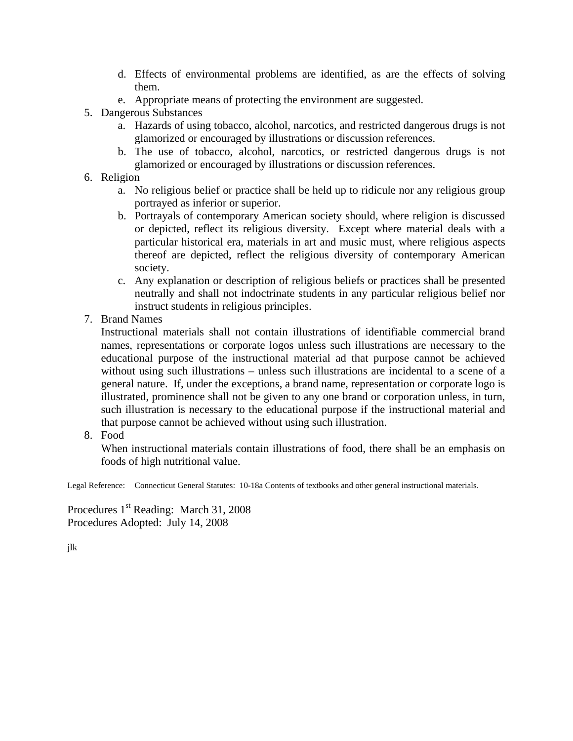d. Effects of environmental problems are identified, as are the effects of solving them.
   e. Appropriate means of protecting the environment are suggested.

5. Dangerous Substances
   a. Hazards of using tobacco, alcohol, narcotics, and restricted dangerous drugs is not glamorized or encouraged by illustrations or discussion references.
   b. The use of tobacco, alcohol, narcotics, or restricted dangerous drugs is not glamorized or encouraged by illustrations or discussion references.
6. Religion
   a. No religious belief or practice shall be held up to ridicule nor any religious group portrayed as inferior or superior.
   b. Portrayals of contemporary American society should, where religion is discussed or depicted, reflect its religious diversity. Except where material deals with a particular historical era, materials in art and music must, where religious aspects thereof are depicted, reflect the religious diversity of contemporary American society.
   c. Any explanation or description of religious beliefs or practices shall be presented neutrally and shall not indoctrinate students in any particular religious belief nor instruct students in religious principles.
7. Brand Names

   Instructional materials shall not contain illustrations of identifiable commercial brand names, representations or corporate logos unless such illustrations are necessary to the educational purpose of the instructional material ad that purpose cannot be achieved without using such illustrations – unless such illustrations are incidental to a scene of a general nature. If, under the exceptions, a brand name, representation or corporate logo is illustrated, prominence shall not be given to any one brand or corporation unless, in turn, such illustration is necessary to the educational purpose if the instructional material and that purpose cannot be achieved without using such illustration.
8. Food

   When instructional materials contain illustrations of food, there shall be an emphasis on foods of high nutritional value.

Legal Reference: Connecticut General Statutes: 10-18a Contents of textbooks and other general instructional materials.

Procedures 1st Reading: March 31, 2008
Procedures Adopted: July 14, 2008

jlk